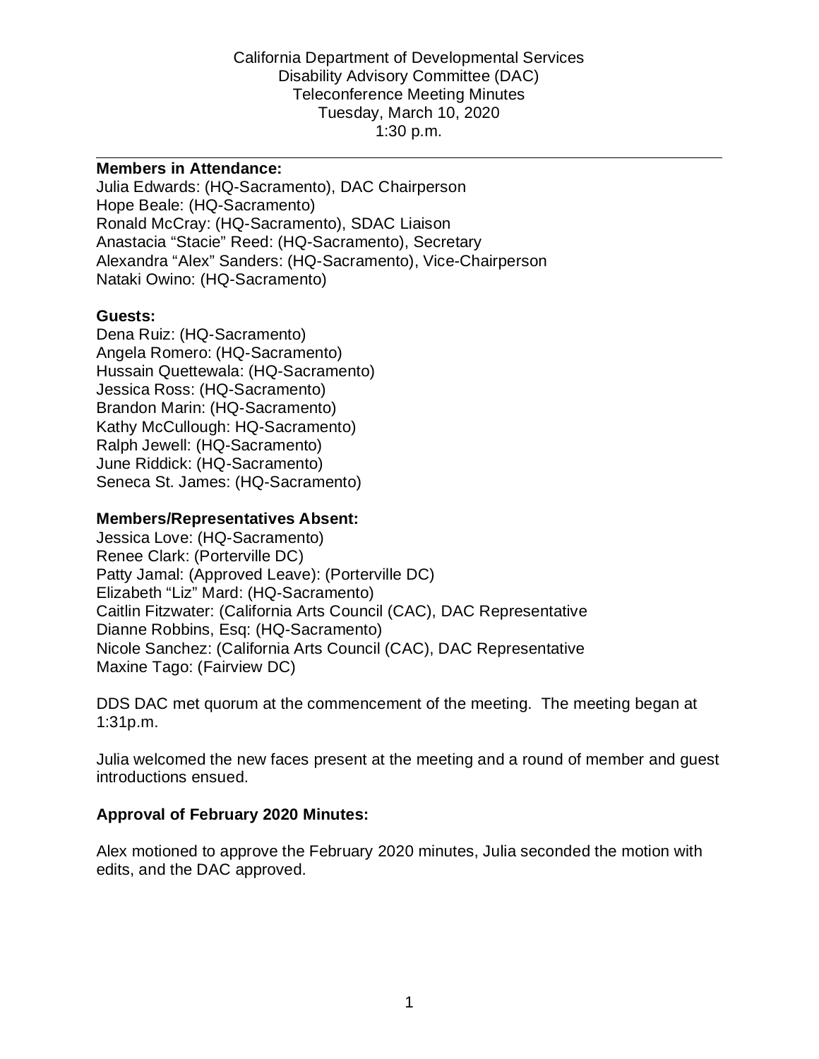California Department of Developmental Services
Disability Advisory Committee (DAC)
Teleconference Meeting Minutes
Tuesday, March 10, 2020
1:30 p.m.

---

**Members in Attendance:**
Julia Edwards: (HQ-Sacramento), DAC Chairperson
Hope Beale: (HQ-Sacramento)
Ronald McCray: (HQ-Sacramento), SDAC Liaison
Anastacia "Stacie" Reed: (HQ-Sacramento), Secretary
Alexandra "Alex" Sanders: (HQ-Sacramento), Vice-Chairperson
Nataki Owino: (HQ-Sacramento)

**Guests:**
Dena Ruiz: (HQ-Sacramento)
Angela Romero: (HQ-Sacramento)
Hussain Quettewala: (HQ-Sacramento)
Jessica Ross: (HQ-Sacramento)
Brandon Marin: (HQ-Sacramento)
Kathy McCullough: HQ-Sacramento)
Ralph Jewell: (HQ-Sacramento)
June Riddick: (HQ-Sacramento)
Seneca St. James: (HQ-Sacramento)

**Members/Representatives Absent:**
Jessica Love: (HQ-Sacramento)
Renee Clark: (Porterville DC)
Patty Jamal: (Approved Leave): (Porterville DC)
Elizabeth "Liz" Mard: (HQ-Sacramento)
Caitlin Fitzwater: (California Arts Council (CAC), DAC Representative
Dianne Robbins, Esq: (HQ-Sacramento)
Nicole Sanchez: (California Arts Council (CAC), DAC Representative
Maxine Tago: (Fairview DC)

DDS DAC met quorum at the commencement of the meeting. The meeting began at 1:31p.m.

Julia welcomed the new faces present at the meeting and a round of member and guest introductions ensued.

**Approval of February 2020 Minutes:**

Alex motioned to approve the February 2020 minutes, Julia seconded the motion with edits, and the DAC approved.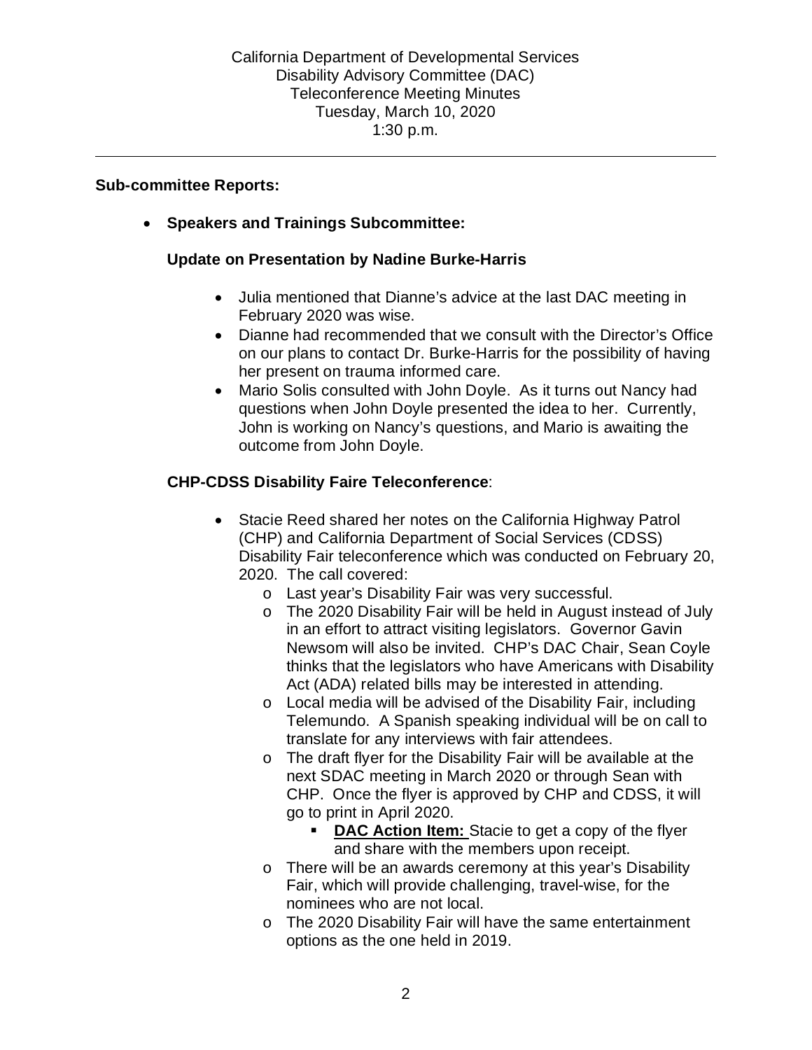California Department of Developmental Services
Disability Advisory Committee (DAC)
Teleconference Meeting Minutes
Tuesday, March 10, 2020
1:30 p.m.

---

**Sub-committee Reports:**

- **Speakers and Trainings Subcommittee:**

  **Update on Presentation by Nadine Burke-Harris**

  - Julia mentioned that Dianne's advice at the last DAC meeting in February 2020 was wise.
  - Dianne had recommended that we consult with the Director's Office on our plans to contact Dr. Burke-Harris for the possibility of having her present on trauma informed care.
  - Mario Solis consulted with John Doyle. As it turns out Nancy had questions when John Doyle presented the idea to her. Currently, John is working on Nancy's questions, and Mario is awaiting the outcome from John Doyle.

  **CHP-CDSS Disability Faire Teleconference**:

  - Stacie Reed shared her notes on the California Highway Patrol (CHP) and California Department of Social Services (CDSS) Disability Fair teleconference which was conducted on February 20, 2020. The call covered:
    - Last year's Disability Fair was very successful.
    - The 2020 Disability Fair will be held in August instead of July in an effort to attract visiting legislators. Governor Gavin Newsom will also be invited. CHP's DAC Chair, Sean Coyle thinks that the legislators who have Americans with Disability Act (ADA) related bills may be interested in attending.
    - Local media will be advised of the Disability Fair, including Telemundo. A Spanish speaking individual will be on call to translate for any interviews with fair attendees.
    - The draft flyer for the Disability Fair will be available at the next SDAC meeting in March 2020 or through Sean with CHP. Once the flyer is approved by CHP and CDSS, it will go to print in April 2020.
      - **DAC Action Item:** Stacie to get a copy of the flyer and share with the members upon receipt.
    - There will be an awards ceremony at this year's Disability Fair, which will provide challenging, travel-wise, for the nominees who are not local.
    - The 2020 Disability Fair will have the same entertainment options as the one held in 2019.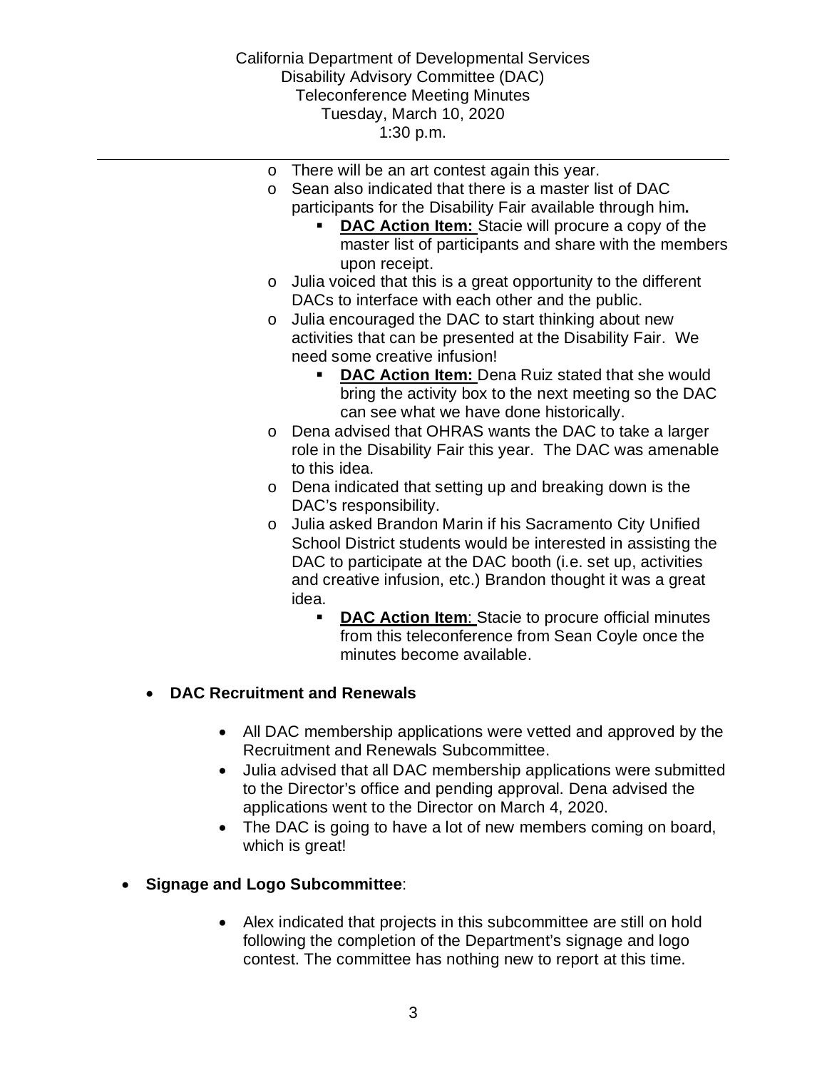- There will be an art contest again this year.
- Sean also indicated that there is a master list of DAC participants for the Disability Fair available through him.
  - **DAC Action Item:** Stacie will procure a copy of the master list of participants and share with the members upon receipt.
- Julia voiced that this is a great opportunity to the different DACs to interface with each other and the public.
- Julia encouraged the DAC to start thinking about new activities that can be presented at the Disability Fair. We need some creative infusion!
  - **DAC Action Item:** Dena Ruiz stated that she would bring the activity box to the next meeting so the DAC can see what we have done historically.
- Dena advised that OHRAS wants the DAC to take a larger role in the Disability Fair this year. The DAC was amenable to this idea.
- Dena indicated that setting up and breaking down is the DAC's responsibility.
- Julia asked Brandon Marin if his Sacramento City Unified School District students would be interested in assisting the DAC to participate at the DAC booth (i.e. set up, activities and creative infusion, etc.) Brandon thought it was a great idea.
  - **DAC Action Item**: Stacie to procure official minutes from this teleconference from Sean Coyle once the minutes become available.

- **DAC Recruitment and Renewals**
  - All DAC membership applications were vetted and approved by the Recruitment and Renewals Subcommittee.
  - Julia advised that all DAC membership applications were submitted to the Director's office and pending approval. Dena advised the applications went to the Director on March 4, 2020.
  - The DAC is going to have a lot of new members coming on board, which is great!

- **Signage and Logo Subcommittee**:
  - Alex indicated that projects in this subcommittee are still on hold following the completion of the Department's signage and logo contest. The committee has nothing new to report at this time.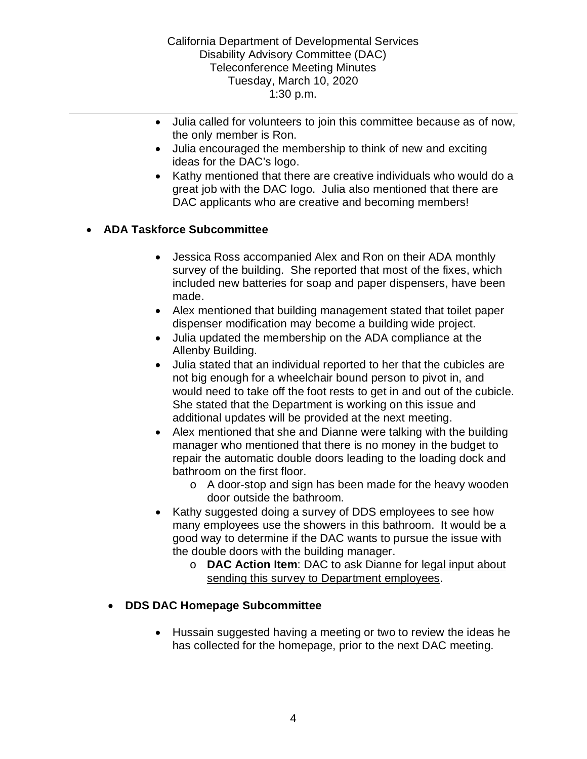- Julia called for volunteers to join this committee because as of now, the only member is Ron.
- Julia encouraged the membership to think of new and exciting ideas for the DAC's logo.
- Kathy mentioned that there are creative individuals who would do a great job with the DAC logo. Julia also mentioned that there are DAC applicants who are creative and becoming members!

- **ADA Taskforce Subcommittee**

  - Jessica Ross accompanied Alex and Ron on their ADA monthly survey of the building. She reported that most of the fixes, which included new batteries for soap and paper dispensers, have been made.
  - Alex mentioned that building management stated that toilet paper dispenser modification may become a building wide project.
  - Julia updated the membership on the ADA compliance at the Allenby Building.
  - Julia stated that an individual reported to her that the cubicles are not big enough for a wheelchair bound person to pivot in, and would need to take off the foot rests to get in and out of the cubicle. She stated that the Department is working on this issue and additional updates will be provided at the next meeting.
  - Alex mentioned that she and Dianne were talking with the building manager who mentioned that there is no money in the budget to repair the automatic double doors leading to the loading dock and bathroom on the first floor.
    - A door-stop and sign has been made for the heavy wooden door outside the bathroom.
  - Kathy suggested doing a survey of DDS employees to see how many employees use the showers in this bathroom. It would be a good way to determine if the DAC wants to pursue the issue with the double doors with the building manager.
    - **DAC Action Item**: DAC to ask Dianne for legal input about sending this survey to Department employees.

- **DDS DAC Homepage Subcommittee**

  - Hussain suggested having a meeting or two to review the ideas he has collected for the homepage, prior to the next DAC meeting.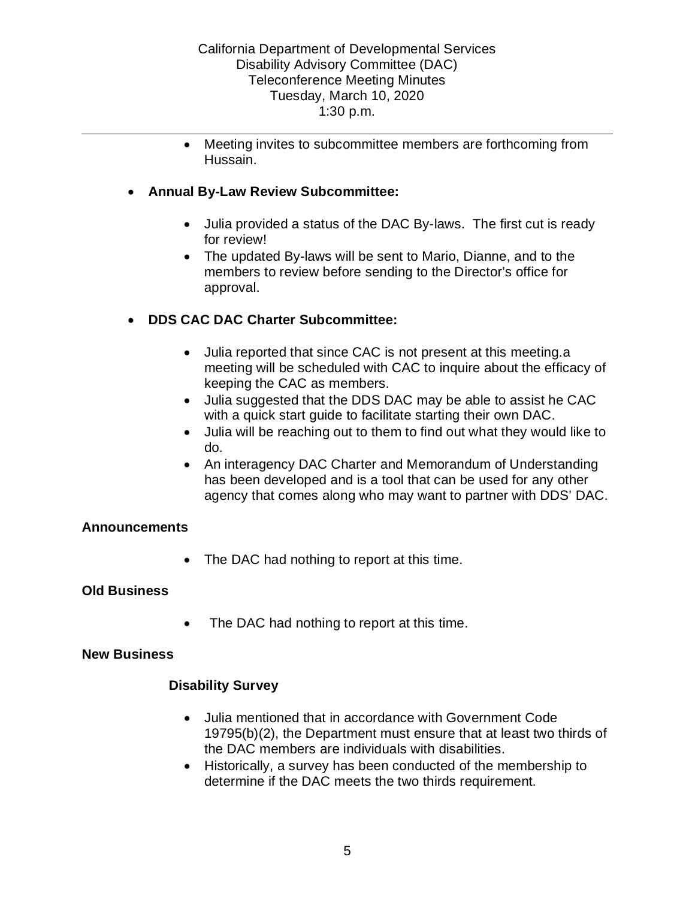- Meeting invites to subcommittee members are forthcoming from Hussain.

- **Annual By-Law Review Subcommittee:**

  - Julia provided a status of the DAC By-laws. The first cut is ready for review!
  - The updated By-laws will be sent to Mario, Dianne, and to the members to review before sending to the Director's office for approval.

- **DDS CAC DAC Charter Subcommittee:**

  - Julia reported that since CAC is not present at this meeting.a meeting will be scheduled with CAC to inquire about the efficacy of keeping the CAC as members.
  - Julia suggested that the DDS DAC may be able to assist he CAC with a quick start guide to facilitate starting their own DAC.
  - Julia will be reaching out to them to find out what they would like to do.
  - An interagency DAC Charter and Memorandum of Understanding has been developed and is a tool that can be used for any other agency that comes along who may want to partner with DDS' DAC.

**Announcements**

- The DAC had nothing to report at this time.

**Old Business**

- The DAC had nothing to report at this time.

**New Business**

**Disability Survey**

- Julia mentioned that in accordance with Government Code 19795(b)(2), the Department must ensure that at least two thirds of the DAC members are individuals with disabilities.
- Historically, a survey has been conducted of the membership to determine if the DAC meets the two thirds requirement.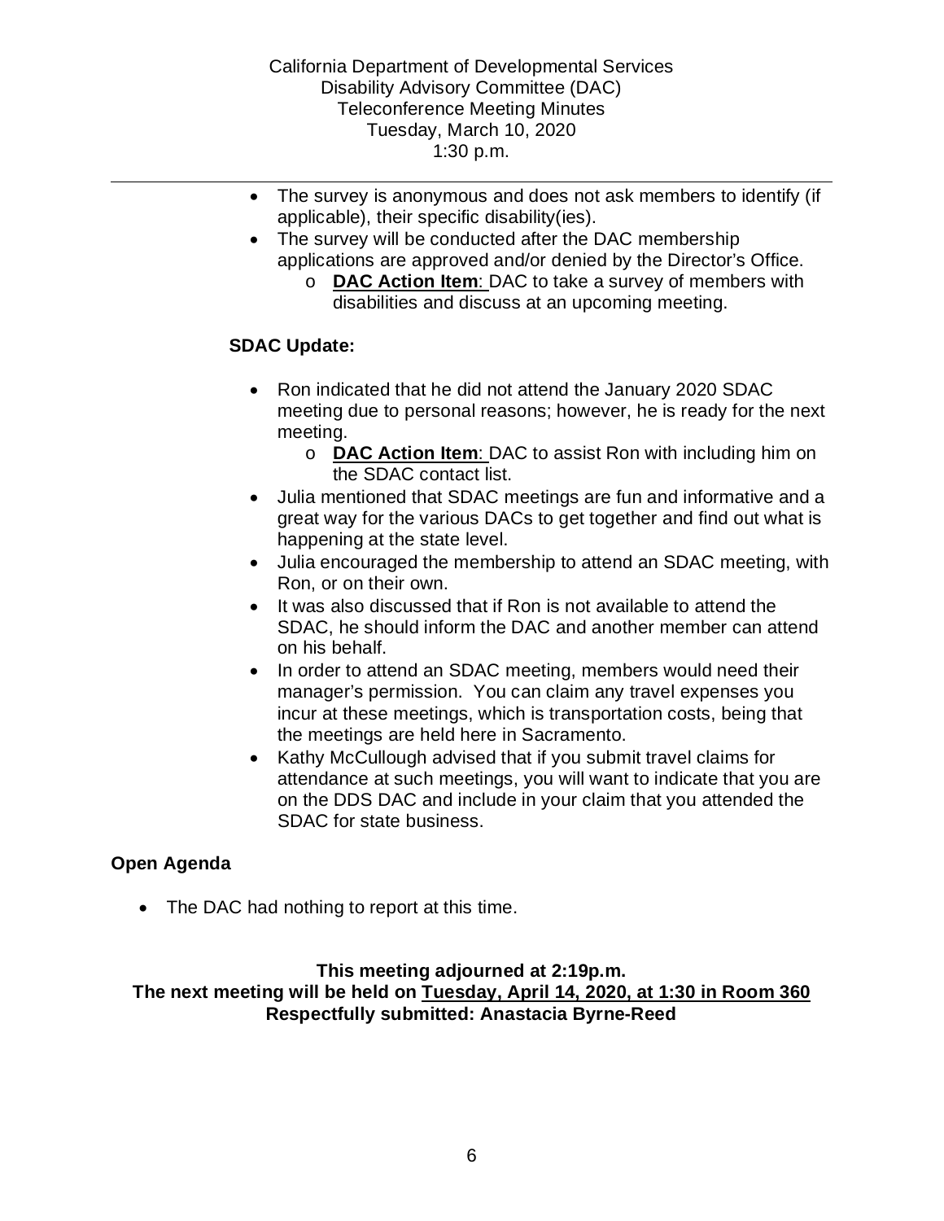- The survey is anonymous and does not ask members to identify (if applicable), their specific disability(ies).
- The survey will be conducted after the DAC membership applications are approved and/or denied by the Director's Office.
  - **DAC Action Item**: DAC to take a survey of members with disabilities and discuss at an upcoming meeting.

**SDAC Update:**

- Ron indicated that he did not attend the January 2020 SDAC meeting due to personal reasons; however, he is ready for the next meeting.
  - **DAC Action Item**: DAC to assist Ron with including him on the SDAC contact list.
- Julia mentioned that SDAC meetings are fun and informative and a great way for the various DACs to get together and find out what is happening at the state level.
- Julia encouraged the membership to attend an SDAC meeting, with Ron, or on their own.
- It was also discussed that if Ron is not available to attend the SDAC, he should inform the DAC and another member can attend on his behalf.
- In order to attend an SDAC meeting, members would need their manager's permission. You can claim any travel expenses you incur at these meetings, which is transportation costs, being that the meetings are held here in Sacramento.
- Kathy McCullough advised that if you submit travel claims for attendance at such meetings, you will want to indicate that you are on the DDS DAC and include in your claim that you attended the SDAC for state business.

**Open Agenda**

- The DAC had nothing to report at this time.

**This meeting adjourned at 2:19p.m.**
**The next meeting will be held on Tuesday, April 14, 2020, at 1:30 in Room 360**
**Respectfully submitted: Anastacia Byrne-Reed**